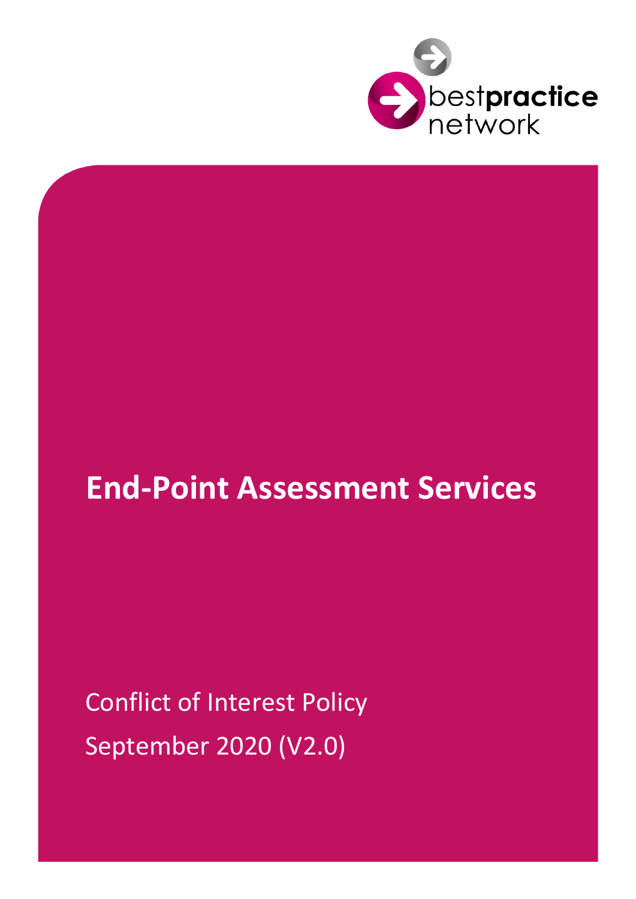best**practice** network

# End-Point Assessment Services

Conflict of Interest Policy

September 2020 (V2.0)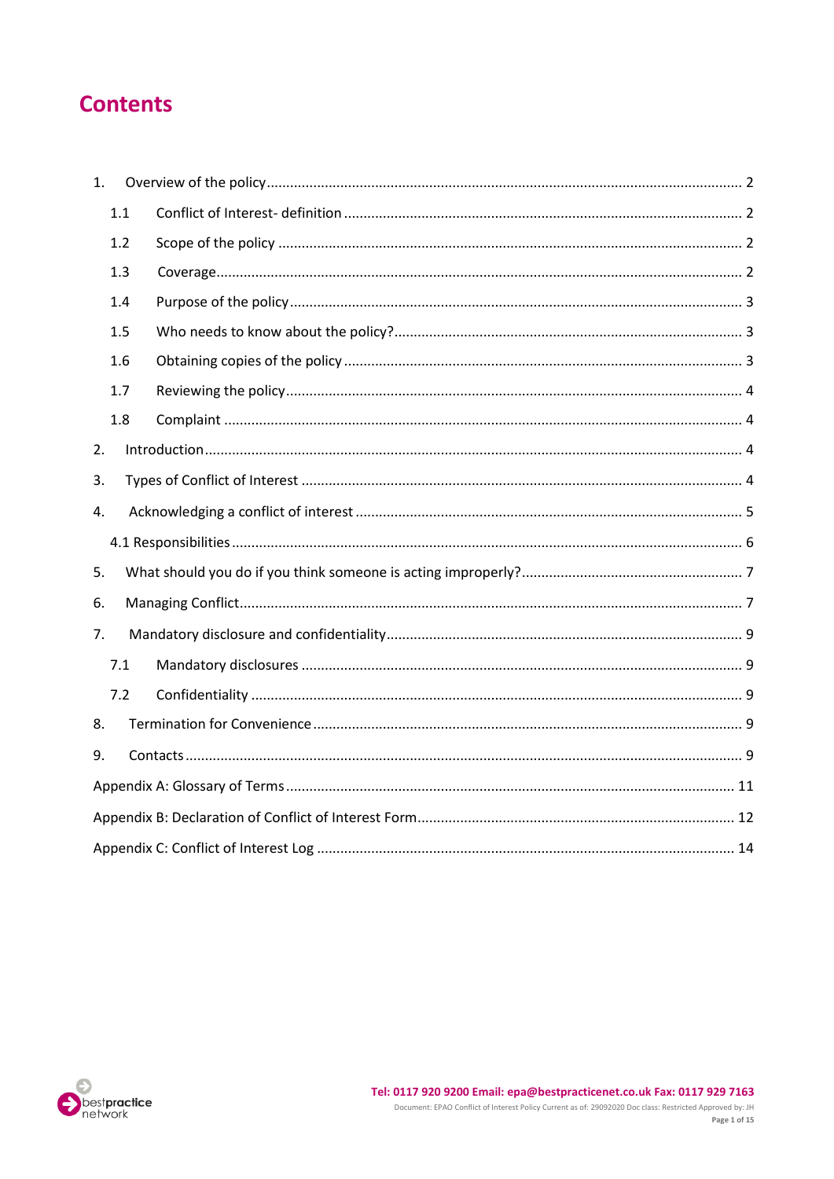# Contents

1. Overview of the policy ........................................................ 2
   - 1.1 Conflict of Interest- definition ........................................................ 2
   - 1.2 Scope of the policy ........................................................ 2
   - 1.3 Coverage ........................................................ 2
   - 1.4 Purpose of the policy ........................................................ 3
   - 1.5 Who needs to know about the policy? ........................................................ 3
   - 1.6 Obtaining copies of the policy ........................................................ 3
   - 1.7 Reviewing the policy ........................................................ 4
   - 1.8 Complaint ........................................................ 4
2. Introduction ........................................................ 4
3. Types of Conflict of Interest ........................................................ 4
4. Acknowledging a conflict of interest ........................................................ 5
   - 4.1 Responsibilities ........................................................ 6
5. What should you do if you think someone is acting improperly? ........................................................ 7
6. Managing Conflict ........................................................ 7
7. Mandatory disclosure and confidentiality ........................................................ 9
   - 7.1 Mandatory disclosures ........................................................ 9
   - 7.2 Confidentiality ........................................................ 9
8. Termination for Convenience ........................................................ 9
9. Contacts ........................................................ 9

Appendix A: Glossary of Terms ........................................................ 11

Appendix B: Declaration of Conflict of Interest Form ........................................................ 12

Appendix C: Conflict of Interest Log ........................................................ 14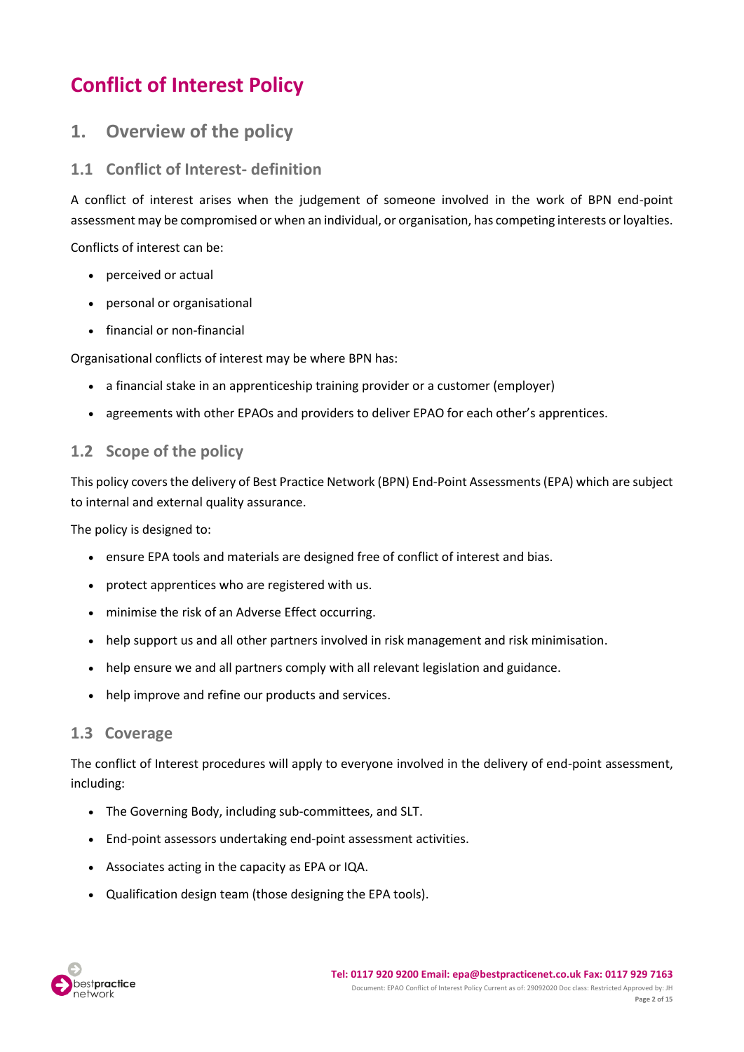# Conflict of Interest Policy

## 1. Overview of the policy

### 1.1 Conflict of Interest- definition

A conflict of interest arises when the judgement of someone involved in the work of BPN end-point assessment may be compromised or when an individual, or organisation, has competing interests or loyalties.

Conflicts of interest can be:

- perceived or actual
- personal or organisational
- financial or non-financial

Organisational conflicts of interest may be where BPN has:

- a financial stake in an apprenticeship training provider or a customer (employer)
- agreements with other EPAOs and providers to deliver EPAO for each other's apprentices.

### 1.2 Scope of the policy

This policy covers the delivery of Best Practice Network (BPN) End-Point Assessments (EPA) which are subject to internal and external quality assurance.

The policy is designed to:

- ensure EPA tools and materials are designed free of conflict of interest and bias.
- protect apprentices who are registered with us.
- minimise the risk of an Adverse Effect occurring.
- help support us and all other partners involved in risk management and risk minimisation.
- help ensure we and all partners comply with all relevant legislation and guidance.
- help improve and refine our products and services.

### 1.3 Coverage

The conflict of Interest procedures will apply to everyone involved in the delivery of end-point assessment, including:

- The Governing Body, including sub-committees, and SLT.
- End-point assessors undertaking end-point assessment activities.
- Associates acting in the capacity as EPA or IQA.
- Qualification design team (those designing the EPA tools).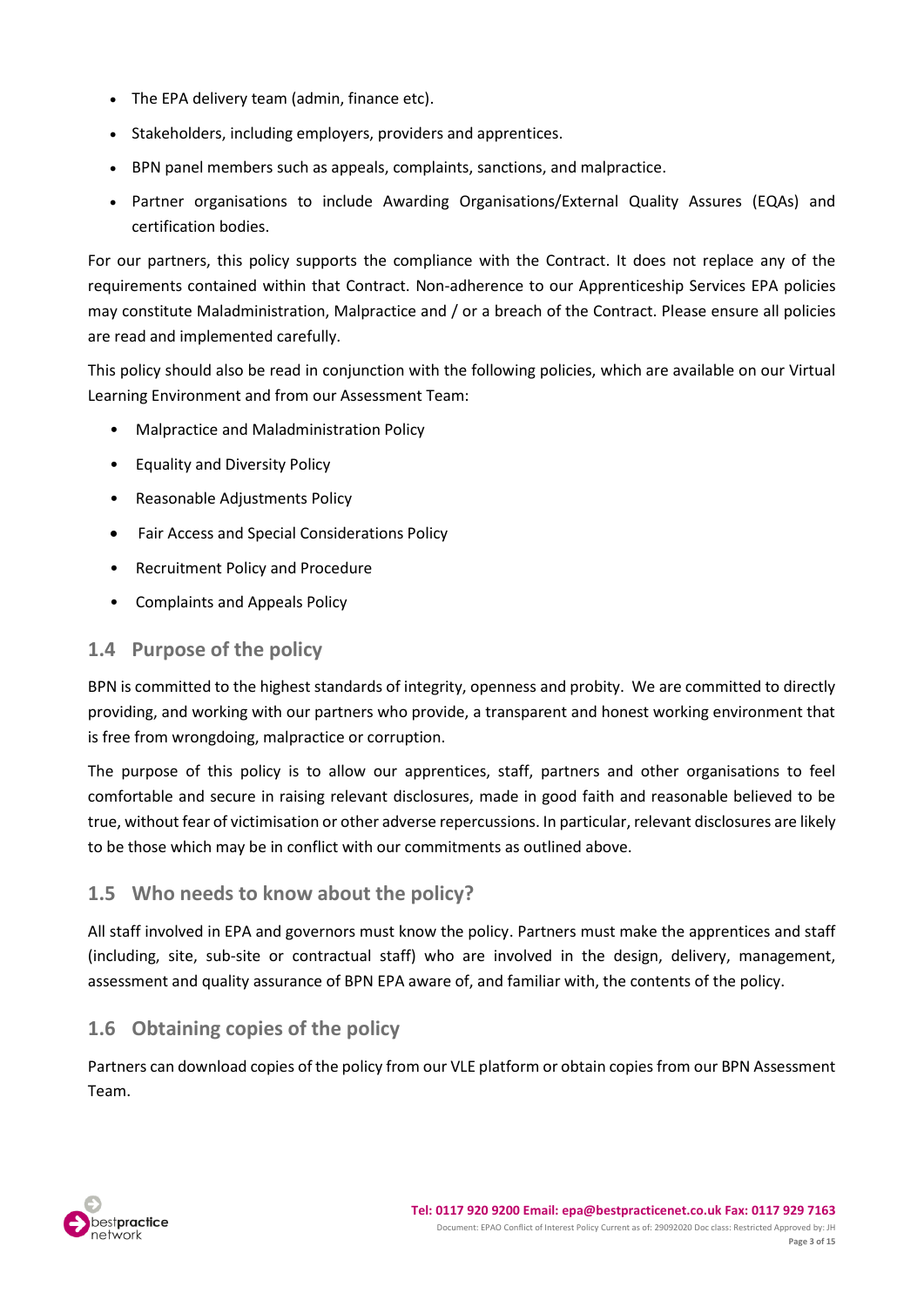- The EPA delivery team (admin, finance etc).
- Stakeholders, including employers, providers and apprentices.
- BPN panel members such as appeals, complaints, sanctions, and malpractice.
- Partner organisations to include Awarding Organisations/External Quality Assures (EQAs) and certification bodies.

For our partners, this policy supports the compliance with the Contract. It does not replace any of the requirements contained within that Contract. Non-adherence to our Apprenticeship Services EPA policies may constitute Maladministration, Malpractice and / or a breach of the Contract. Please ensure all policies are read and implemented carefully.

This policy should also be read in conjunction with the following policies, which are available on our Virtual Learning Environment and from our Assessment Team:

- Malpractice and Maladministration Policy
- Equality and Diversity Policy
- Reasonable Adjustments Policy
- Fair Access and Special Considerations Policy
- Recruitment Policy and Procedure
- Complaints and Appeals Policy

## 1.4 Purpose of the policy

BPN is committed to the highest standards of integrity, openness and probity. We are committed to directly providing, and working with our partners who provide, a transparent and honest working environment that is free from wrongdoing, malpractice or corruption.

The purpose of this policy is to allow our apprentices, staff, partners and other organisations to feel comfortable and secure in raising relevant disclosures, made in good faith and reasonable believed to be true, without fear of victimisation or other adverse repercussions. In particular, relevant disclosures are likely to be those which may be in conflict with our commitments as outlined above.

## 1.5 Who needs to know about the policy?

All staff involved in EPA and governors must know the policy. Partners must make the apprentices and staff (including, site, sub-site or contractual staff) who are involved in the design, delivery, management, assessment and quality assurance of BPN EPA aware of, and familiar with, the contents of the policy.

## 1.6 Obtaining copies of the policy

Partners can download copies of the policy from our VLE platform or obtain copies from our BPN Assessment Team.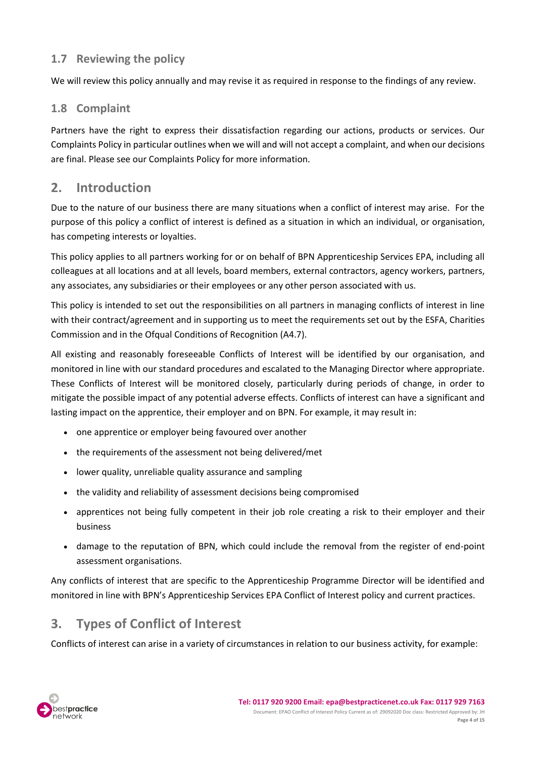## 1.7 Reviewing the policy

We will review this policy annually and may revise it as required in response to the findings of any review.

## 1.8 Complaint

Partners have the right to express their dissatisfaction regarding our actions, products or services. Our Complaints Policy in particular outlines when we will and will not accept a complaint, and when our decisions are final. Please see our Complaints Policy for more information.

# 2. Introduction

Due to the nature of our business there are many situations when a conflict of interest may arise. For the purpose of this policy a conflict of interest is defined as a situation in which an individual, or organisation, has competing interests or loyalties.

This policy applies to all partners working for or on behalf of BPN Apprenticeship Services EPA, including all colleagues at all locations and at all levels, board members, external contractors, agency workers, partners, any associates, any subsidiaries or their employees or any other person associated with us.

This policy is intended to set out the responsibilities on all partners in managing conflicts of interest in line with their contract/agreement and in supporting us to meet the requirements set out by the ESFA, Charities Commission and in the Ofqual Conditions of Recognition (A4.7).

All existing and reasonably foreseeable Conflicts of Interest will be identified by our organisation, and monitored in line with our standard procedures and escalated to the Managing Director where appropriate. These Conflicts of Interest will be monitored closely, particularly during periods of change, in order to mitigate the possible impact of any potential adverse effects. Conflicts of interest can have a significant and lasting impact on the apprentice, their employer and on BPN. For example, it may result in:

- one apprentice or employer being favoured over another
- the requirements of the assessment not being delivered/met
- lower quality, unreliable quality assurance and sampling
- the validity and reliability of assessment decisions being compromised
- apprentices not being fully competent in their job role creating a risk to their employer and their business
- damage to the reputation of BPN, which could include the removal from the register of end-point assessment organisations.

Any conflicts of interest that are specific to the Apprenticeship Programme Director will be identified and monitored in line with BPN's Apprenticeship Services EPA Conflict of Interest policy and current practices.

# 3. Types of Conflict of Interest

Conflicts of interest can arise in a variety of circumstances in relation to our business activity, for example: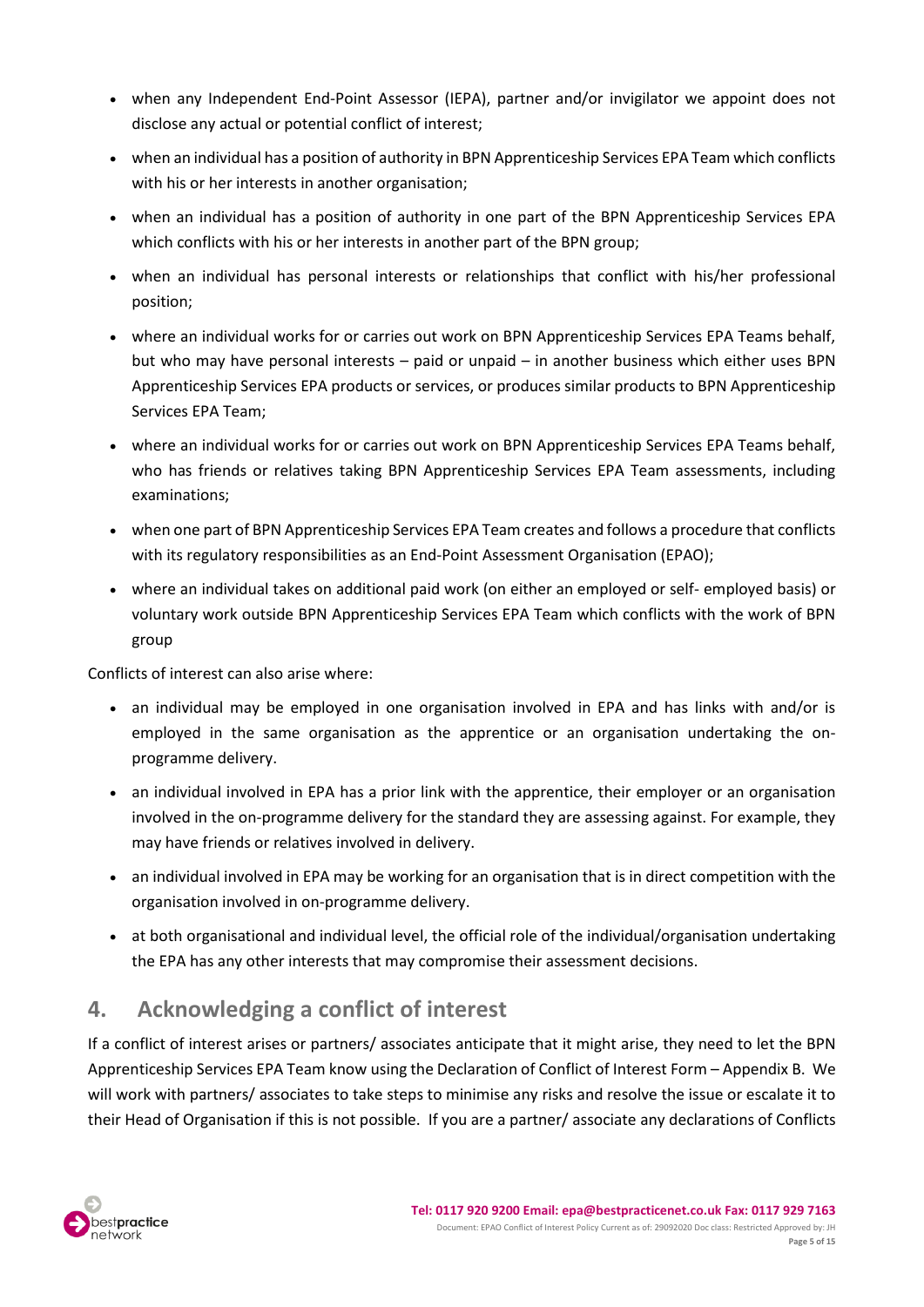- when any Independent End-Point Assessor (IEPA), partner and/or invigilator we appoint does not disclose any actual or potential conflict of interest;
- when an individual has a position of authority in BPN Apprenticeship Services EPA Team which conflicts with his or her interests in another organisation;
- when an individual has a position of authority in one part of the BPN Apprenticeship Services EPA which conflicts with his or her interests in another part of the BPN group;
- when an individual has personal interests or relationships that conflict with his/her professional position;
- where an individual works for or carries out work on BPN Apprenticeship Services EPA Teams behalf, but who may have personal interests – paid or unpaid – in another business which either uses BPN Apprenticeship Services EPA products or services, or produces similar products to BPN Apprenticeship Services EPA Team;
- where an individual works for or carries out work on BPN Apprenticeship Services EPA Teams behalf, who has friends or relatives taking BPN Apprenticeship Services EPA Team assessments, including examinations;
- when one part of BPN Apprenticeship Services EPA Team creates and follows a procedure that conflicts with its regulatory responsibilities as an End-Point Assessment Organisation (EPAO);
- where an individual takes on additional paid work (on either an employed or self- employed basis) or voluntary work outside BPN Apprenticeship Services EPA Team which conflicts with the work of BPN group

Conflicts of interest can also arise where:

- an individual may be employed in one organisation involved in EPA and has links with and/or is employed in the same organisation as the apprentice or an organisation undertaking the on-programme delivery.
- an individual involved in EPA has a prior link with the apprentice, their employer or an organisation involved in the on-programme delivery for the standard they are assessing against. For example, they may have friends or relatives involved in delivery.
- an individual involved in EPA may be working for an organisation that is in direct competition with the organisation involved in on-programme delivery.
- at both organisational and individual level, the official role of the individual/organisation undertaking the EPA has any other interests that may compromise their assessment decisions.

## 4. Acknowledging a conflict of interest

If a conflict of interest arises or partners/ associates anticipate that it might arise, they need to let the BPN Apprenticeship Services EPA Team know using the Declaration of Conflict of Interest Form – Appendix B. We will work with partners/ associates to take steps to minimise any risks and resolve the issue or escalate it to their Head of Organisation if this is not possible. If you are a partner/ associate any declarations of Conflicts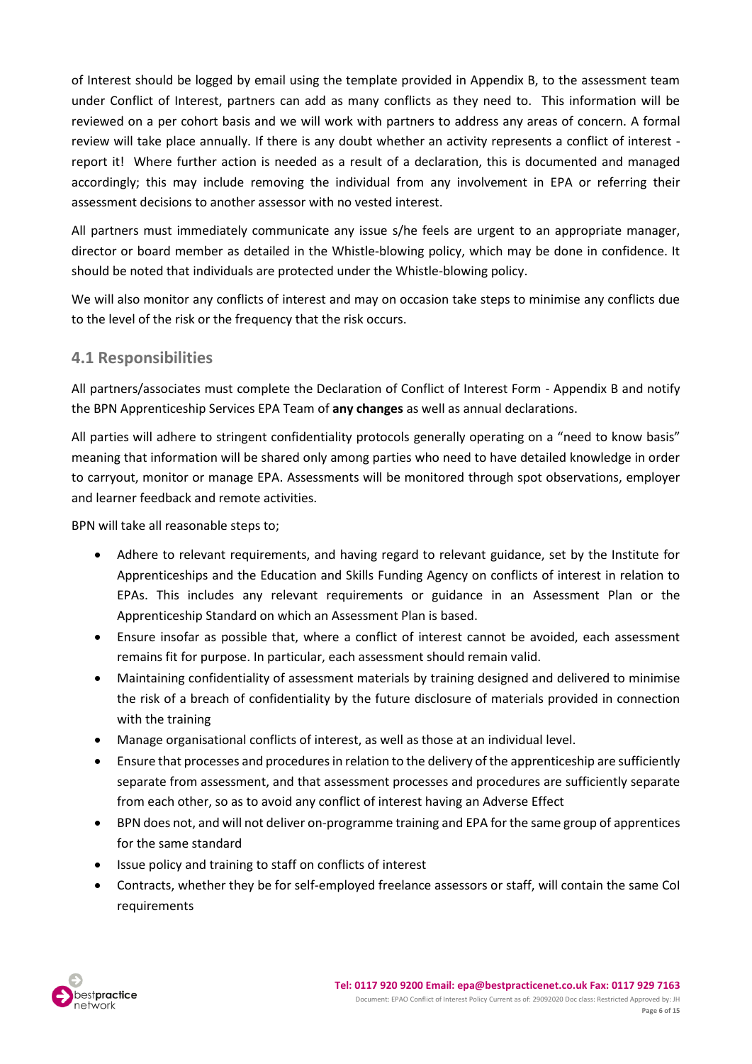of Interest should be logged by email using the template provided in Appendix B, to the assessment team under Conflict of Interest, partners can add as many conflicts as they need to. This information will be reviewed on a per cohort basis and we will work with partners to address any areas of concern. A formal review will take place annually. If there is any doubt whether an activity represents a conflict of interest - report it! Where further action is needed as a result of a declaration, this is documented and managed accordingly; this may include removing the individual from any involvement in EPA or referring their assessment decisions to another assessor with no vested interest.

All partners must immediately communicate any issue s/he feels are urgent to an appropriate manager, director or board member as detailed in the Whistle-blowing policy, which may be done in confidence. It should be noted that individuals are protected under the Whistle-blowing policy.

We will also monitor any conflicts of interest and may on occasion take steps to minimise any conflicts due to the level of the risk or the frequency that the risk occurs.

## 4.1 Responsibilities

All partners/associates must complete the Declaration of Conflict of Interest Form - Appendix B and notify the BPN Apprenticeship Services EPA Team of **any changes** as well as annual declarations.

All parties will adhere to stringent confidentiality protocols generally operating on a "need to know basis" meaning that information will be shared only among parties who need to have detailed knowledge in order to carryout, monitor or manage EPA. Assessments will be monitored through spot observations, employer and learner feedback and remote activities.

BPN will take all reasonable steps to;

- Adhere to relevant requirements, and having regard to relevant guidance, set by the Institute for Apprenticeships and the Education and Skills Funding Agency on conflicts of interest in relation to EPAs. This includes any relevant requirements or guidance in an Assessment Plan or the Apprenticeship Standard on which an Assessment Plan is based.
- Ensure insofar as possible that, where a conflict of interest cannot be avoided, each assessment remains fit for purpose. In particular, each assessment should remain valid.
- Maintaining confidentiality of assessment materials by training designed and delivered to minimise the risk of a breach of confidentiality by the future disclosure of materials provided in connection with the training
- Manage organisational conflicts of interest, as well as those at an individual level.
- Ensure that processes and procedures in relation to the delivery of the apprenticeship are sufficiently separate from assessment, and that assessment processes and procedures are sufficiently separate from each other, so as to avoid any conflict of interest having an Adverse Effect
- BPN does not, and will not deliver on-programme training and EPA for the same group of apprentices for the same standard
- Issue policy and training to staff on conflicts of interest
- Contracts, whether they be for self-employed freelance assessors or staff, will contain the same CoI requirements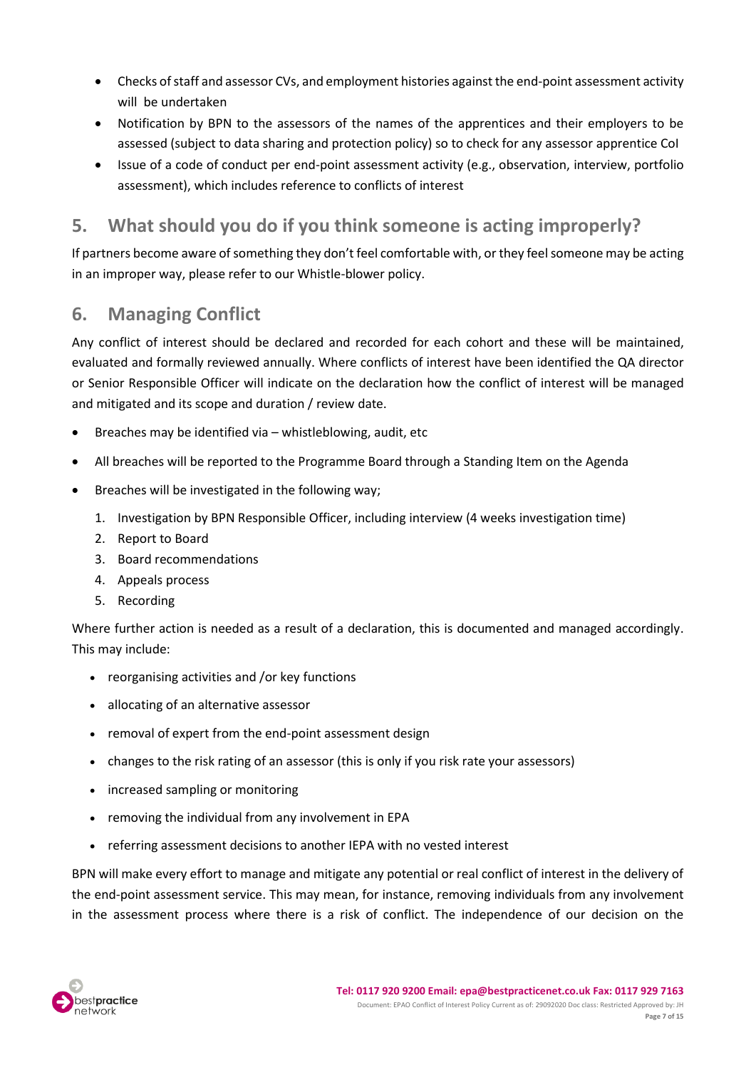- Checks of staff and assessor CVs, and employment histories against the end-point assessment activity will be undertaken
- Notification by BPN to the assessors of the names of the apprentices and their employers to be assessed (subject to data sharing and protection policy) so to check for any assessor apprentice CoI
- Issue of a code of conduct per end-point assessment activity (e.g., observation, interview, portfolio assessment), which includes reference to conflicts of interest

## 5. What should you do if you think someone is acting improperly?

If partners become aware of something they don't feel comfortable with, or they feel someone may be acting in an improper way, please refer to our Whistle-blower policy.

## 6. Managing Conflict

Any conflict of interest should be declared and recorded for each cohort and these will be maintained, evaluated and formally reviewed annually. Where conflicts of interest have been identified the QA director or Senior Responsible Officer will indicate on the declaration how the conflict of interest will be managed and mitigated and its scope and duration / review date.

- Breaches may be identified via – whistleblowing, audit, etc
- All breaches will be reported to the Programme Board through a Standing Item on the Agenda
- Breaches will be investigated in the following way;
  1. Investigation by BPN Responsible Officer, including interview (4 weeks investigation time)
  2. Report to Board
  3. Board recommendations
  4. Appeals process
  5. Recording

Where further action is needed as a result of a declaration, this is documented and managed accordingly. This may include:

- reorganising activities and /or key functions
- allocating of an alternative assessor
- removal of expert from the end-point assessment design
- changes to the risk rating of an assessor (this is only if you risk rate your assessors)
- increased sampling or monitoring
- removing the individual from any involvement in EPA
- referring assessment decisions to another IEPA with no vested interest

BPN will make every effort to manage and mitigate any potential or real conflict of interest in the delivery of the end-point assessment service. This may mean, for instance, removing individuals from any involvement in the assessment process where there is a risk of conflict. The independence of our decision on the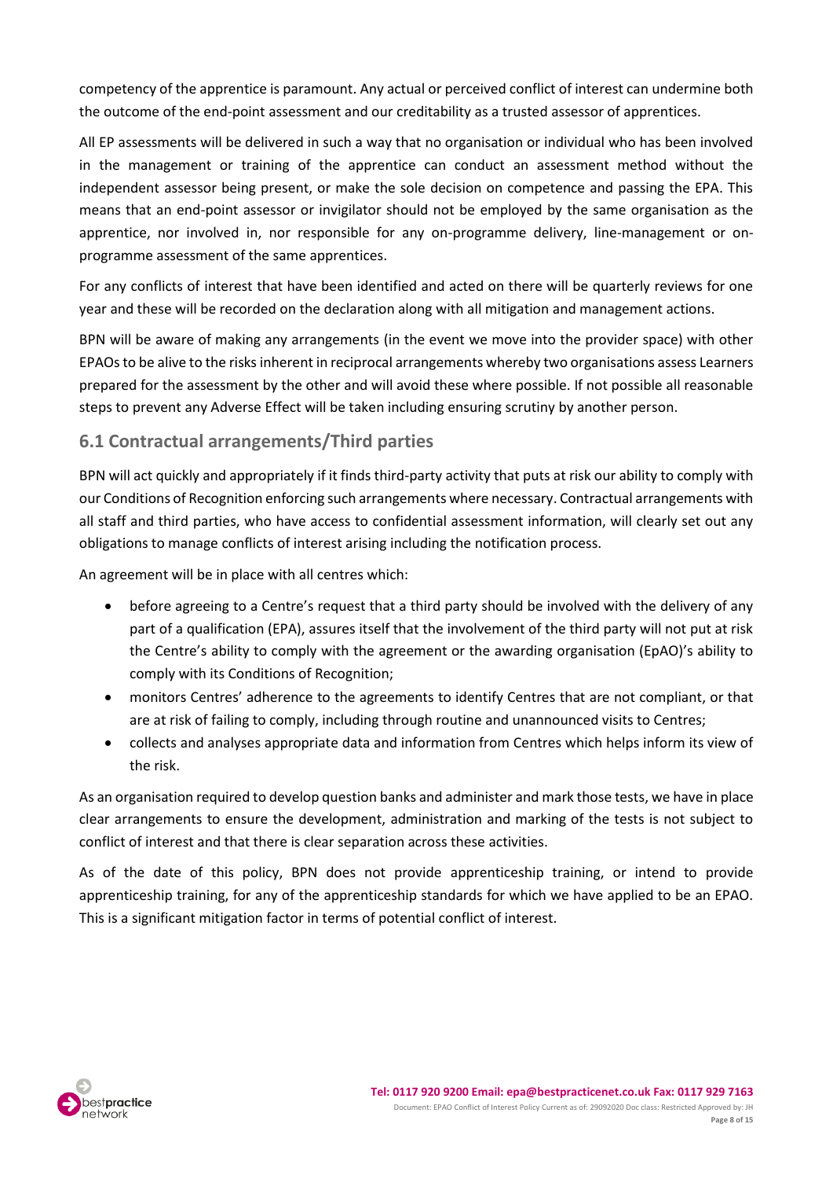competency of the apprentice is paramount. Any actual or perceived conflict of interest can undermine both the outcome of the end-point assessment and our creditability as a trusted assessor of apprentices.

All EP assessments will be delivered in such a way that no organisation or individual who has been involved in the management or training of the apprentice can conduct an assessment method without the independent assessor being present, or make the sole decision on competence and passing the EPA. This means that an end-point assessor or invigilator should not be employed by the same organisation as the apprentice, nor involved in, nor responsible for any on-programme delivery, line-management or on-programme assessment of the same apprentices.

For any conflicts of interest that have been identified and acted on there will be quarterly reviews for one year and these will be recorded on the declaration along with all mitigation and management actions.

BPN will be aware of making any arrangements (in the event we move into the provider space) with other EPAOs to be alive to the risks inherent in reciprocal arrangements whereby two organisations assess Learners prepared for the assessment by the other and will avoid these where possible. If not possible all reasonable steps to prevent any Adverse Effect will be taken including ensuring scrutiny by another person.

## 6.1 Contractual arrangements/Third parties

BPN will act quickly and appropriately if it finds third-party activity that puts at risk our ability to comply with our Conditions of Recognition enforcing such arrangements where necessary. Contractual arrangements with all staff and third parties, who have access to confidential assessment information, will clearly set out any obligations to manage conflicts of interest arising including the notification process.

An agreement will be in place with all centres which:

- before agreeing to a Centre's request that a third party should be involved with the delivery of any part of a qualification (EPA), assures itself that the involvement of the third party will not put at risk the Centre's ability to comply with the agreement or the awarding organisation (EpAO)'s ability to comply with its Conditions of Recognition;
- monitors Centres' adherence to the agreements to identify Centres that are not compliant, or that are at risk of failing to comply, including through routine and unannounced visits to Centres;
- collects and analyses appropriate data and information from Centres which helps inform its view of the risk.

As an organisation required to develop question banks and administer and mark those tests, we have in place clear arrangements to ensure the development, administration and marking of the tests is not subject to conflict of interest and that there is clear separation across these activities.

As of the date of this policy, BPN does not provide apprenticeship training, or intend to provide apprenticeship training, for any of the apprenticeship standards for which we have applied to be an EPAO. This is a significant mitigation factor in terms of potential conflict of interest.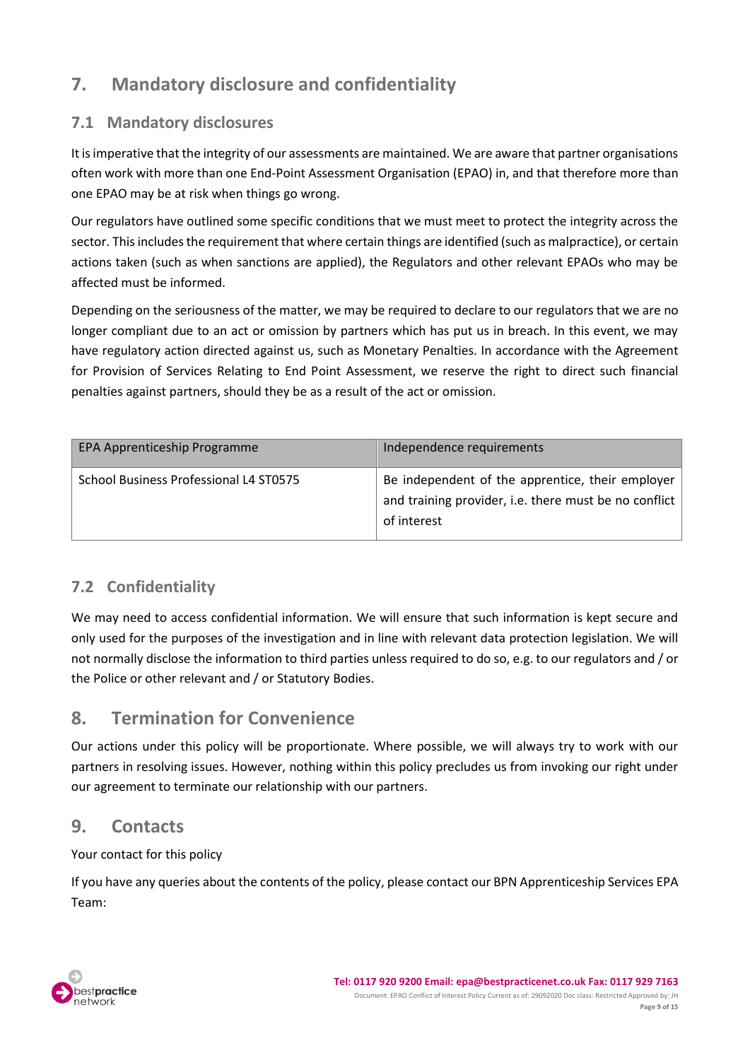## 7. Mandatory disclosure and confidentiality

### 7.1 Mandatory disclosures

It is imperative that the integrity of our assessments are maintained. We are aware that partner organisations often work with more than one End-Point Assessment Organisation (EPAO) in, and that therefore more than one EPAO may be at risk when things go wrong.

Our regulators have outlined some specific conditions that we must meet to protect the integrity across the sector. This includes the requirement that where certain things are identified (such as malpractice), or certain actions taken (such as when sanctions are applied), the Regulators and other relevant EPAOs who may be affected must be informed.

Depending on the seriousness of the matter, we may be required to declare to our regulators that we are no longer compliant due to an act or omission by partners which has put us in breach. In this event, we may have regulatory action directed against us, such as Monetary Penalties. In accordance with the Agreement for Provision of Services Relating to End Point Assessment, we reserve the right to direct such financial penalties against partners, should they be as a result of the act or omission.

| EPA Apprenticeship Programme | Independence requirements |
|---|---|
| School Business Professional L4 ST0575 | Be independent of the apprentice, their employer and training provider, i.e. there must be no conflict of interest |

### 7.2 Confidentiality

We may need to access confidential information. We will ensure that such information is kept secure and only used for the purposes of the investigation and in line with relevant data protection legislation. We will not normally disclose the information to third parties unless required to do so, e.g. to our regulators and / or the Police or other relevant and / or Statutory Bodies.

## 8. Termination for Convenience

Our actions under this policy will be proportionate. Where possible, we will always try to work with our partners in resolving issues. However, nothing within this policy precludes us from invoking our right under our agreement to terminate our relationship with our partners.

## 9. Contacts

Your contact for this policy

If you have any queries about the contents of the policy, please contact our BPN Apprenticeship Services EPA Team: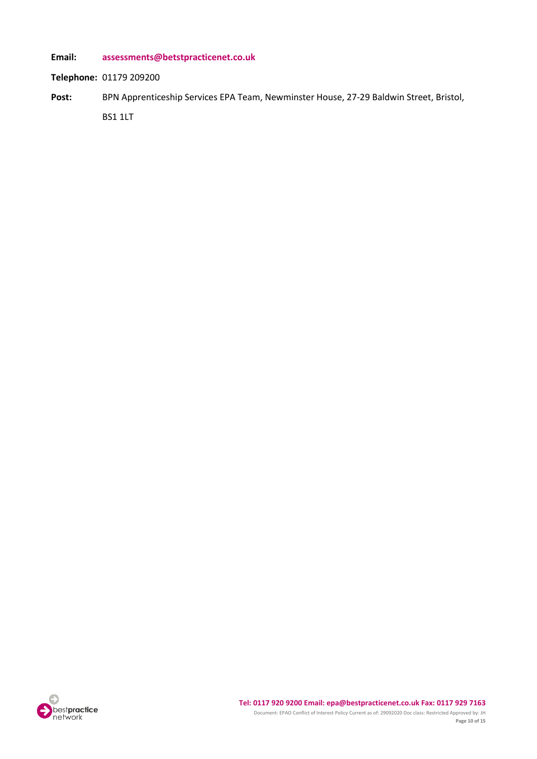**Email:** **assessments@betstpracticenet.co.uk**

**Telephone:** 01179 209200

**Post:** BPN Apprenticeship Services EPA Team, Newminster House, 27-29 Baldwin Street, Bristol, BS1 1LT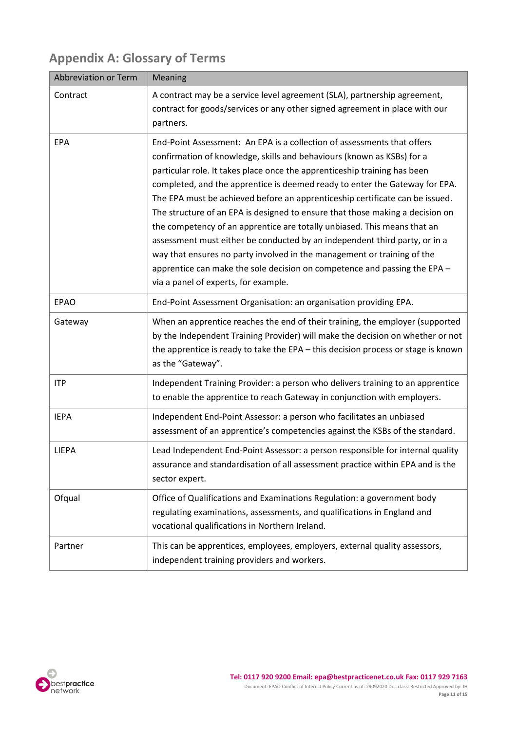## Appendix A: Glossary of Terms

| Abbreviation or Term | Meaning |
| --- | --- |
| Contract | A contract may be a service level agreement (SLA), partnership agreement, contract for goods/services or any other signed agreement in place with our partners. |
| EPA | End-Point Assessment: An EPA is a collection of assessments that offers confirmation of knowledge, skills and behaviours (known as KSBs) for a particular role. It takes place once the apprenticeship training has been completed, and the apprentice is deemed ready to enter the Gateway for EPA. The EPA must be achieved before an apprenticeship certificate can be issued. The structure of an EPA is designed to ensure that those making a decision on the competency of an apprentice are totally unbiased. This means that an assessment must either be conducted by an independent third party, or in a way that ensures no party involved in the management or training of the apprentice can make the sole decision on competence and passing the EPA – via a panel of experts, for example. |
| EPAO | End-Point Assessment Organisation: an organisation providing EPA. |
| Gateway | When an apprentice reaches the end of their training, the employer (supported by the Independent Training Provider) will make the decision on whether or not the apprentice is ready to take the EPA – this decision process or stage is known as the "Gateway". |
| ITP | Independent Training Provider: a person who delivers training to an apprentice to enable the apprentice to reach Gateway in conjunction with employers. |
| IEPA | Independent End-Point Assessor: a person who facilitates an unbiased assessment of an apprentice's competencies against the KSBs of the standard. |
| LIEPA | Lead Independent End-Point Assessor: a person responsible for internal quality assurance and standardisation of all assessment practice within EPA and is the sector expert. |
| Ofqual | Office of Qualifications and Examinations Regulation: a government body regulating examinations, assessments, and qualifications in England and vocational qualifications in Northern Ireland. |
| Partner | This can be apprentices, employees, employers, external quality assessors, independent training providers and workers. |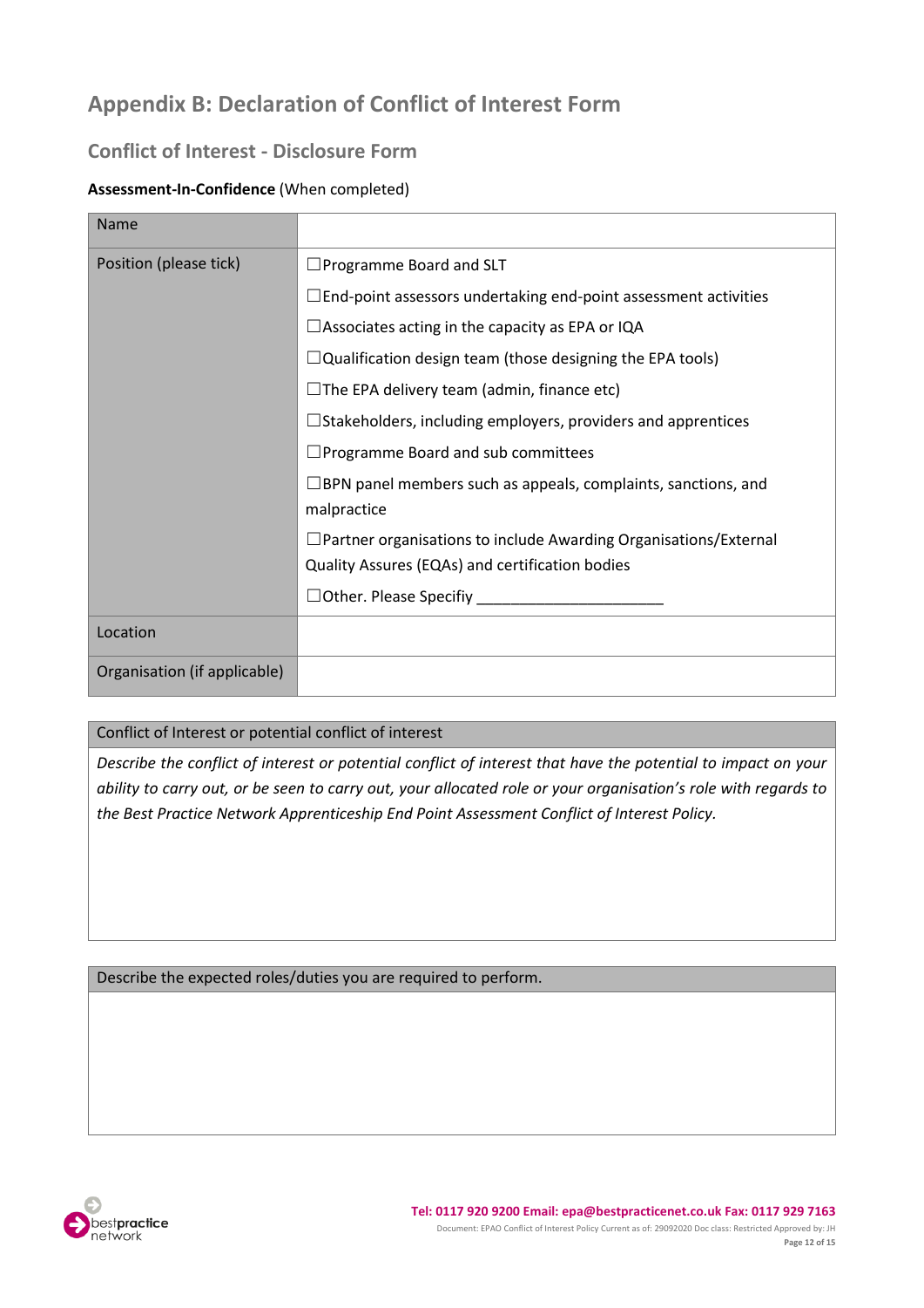# Appendix B: Declaration of Conflict of Interest Form

## Conflict of Interest - Disclosure Form

**Assessment-In-Confidence** (When completed)

| Name | |
|---|---|
| Position (please tick) | ☐Programme Board and SLT<br>☐End-point assessors undertaking end-point assessment activities<br>☐Associates acting in the capacity as EPA or IQA<br>☐Qualification design team (those designing the EPA tools)<br>☐The EPA delivery team (admin, finance etc)<br>☐Stakeholders, including employers, providers and apprentices<br>☐Programme Board and sub committees<br>☐BPN panel members such as appeals, complaints, sanctions, and malpractice<br>☐Partner organisations to include Awarding Organisations/External Quality Assures (EQAs) and certification bodies<br>☐Other. Please Specifiy ______________________ |
| Location | |
| Organisation (if applicable) | |

| Conflict of Interest or potential conflict of interest |
|---|
| *Describe the conflict of interest or potential conflict of interest that have the potential to impact on your ability to carry out, or be seen to carry out, your allocated role or your organisation's role with regards to the Best Practice Network Apprenticeship End Point Assessment Conflict of Interest Policy.* |

| Describe the expected roles/duties you are required to perform. |
|---|
| |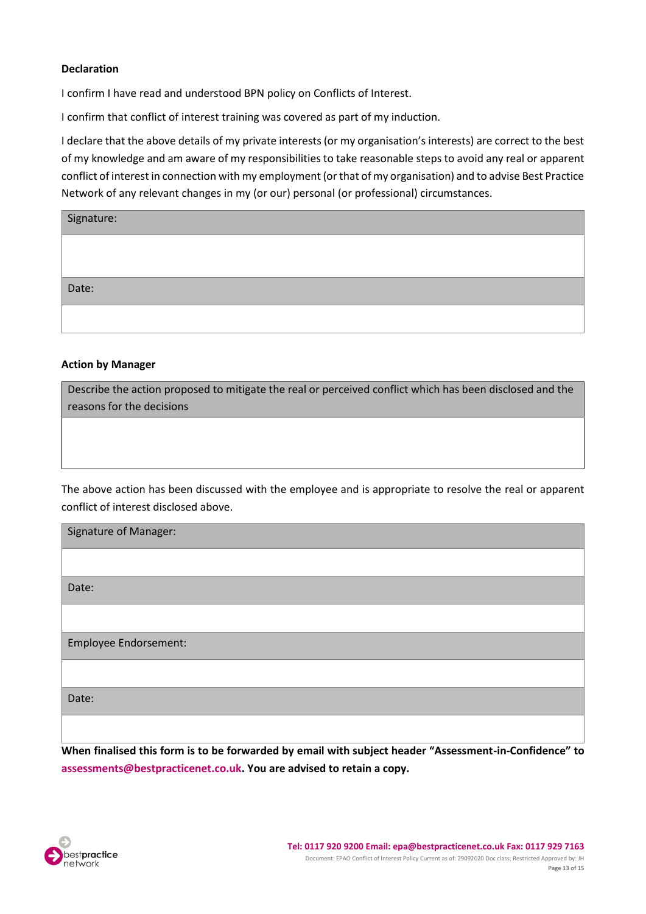**Declaration**

I confirm I have read and understood BPN policy on Conflicts of Interest.

I confirm that conflict of interest training was covered as part of my induction.

I declare that the above details of my private interests (or my organisation's interests) are correct to the best of my knowledge and am aware of my responsibilities to take reasonable steps to avoid any real or apparent conflict of interest in connection with my employment (or that of my organisation) and to advise Best Practice Network of any relevant changes in my (or our) personal (or professional) circumstances.

| Signature: |
|---|
| |
| Date: |
| |

**Action by Manager**

| Describe the action proposed to mitigate the real or perceived conflict which has been disclosed and the reasons for the decisions |
|---|
| |

The above action has been discussed with the employee and is appropriate to resolve the real or apparent conflict of interest disclosed above.

| Signature of Manager: |
|---|
| |
| Date: |
| |
| Employee Endorsement: |
| |
| Date: |
| |

**When finalised this form is to be forwarded by email with subject header "Assessment-in-Confidence" to assessments@bestpracticenet.co.uk. You are advised to retain a copy.**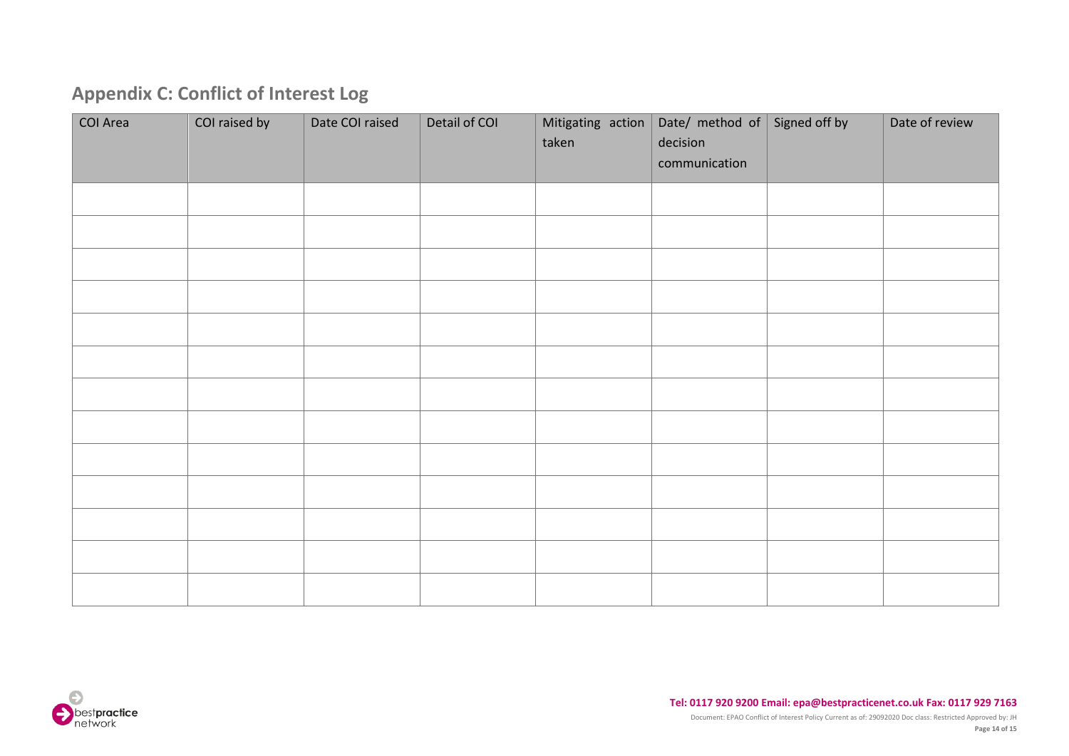## Appendix C: Conflict of Interest Log

| COI Area | COI raised by | Date COI raised | Detail of COI | Mitigating action taken | Date/ method of decision communication | Signed off by | Date of review |
|---|---|---|---|---|---|---|---|
| | | | | | | | |
| | | | | | | | |
| | | | | | | | |
| | | | | | | | |
| | | | | | | | |
| | | | | | | | |
| | | | | | | | |
| | | | | | | | |
| | | | | | | | |
| | | | | | | | |
| | | | | | | | |
| | | | | | | | |
| | | | | | | | |